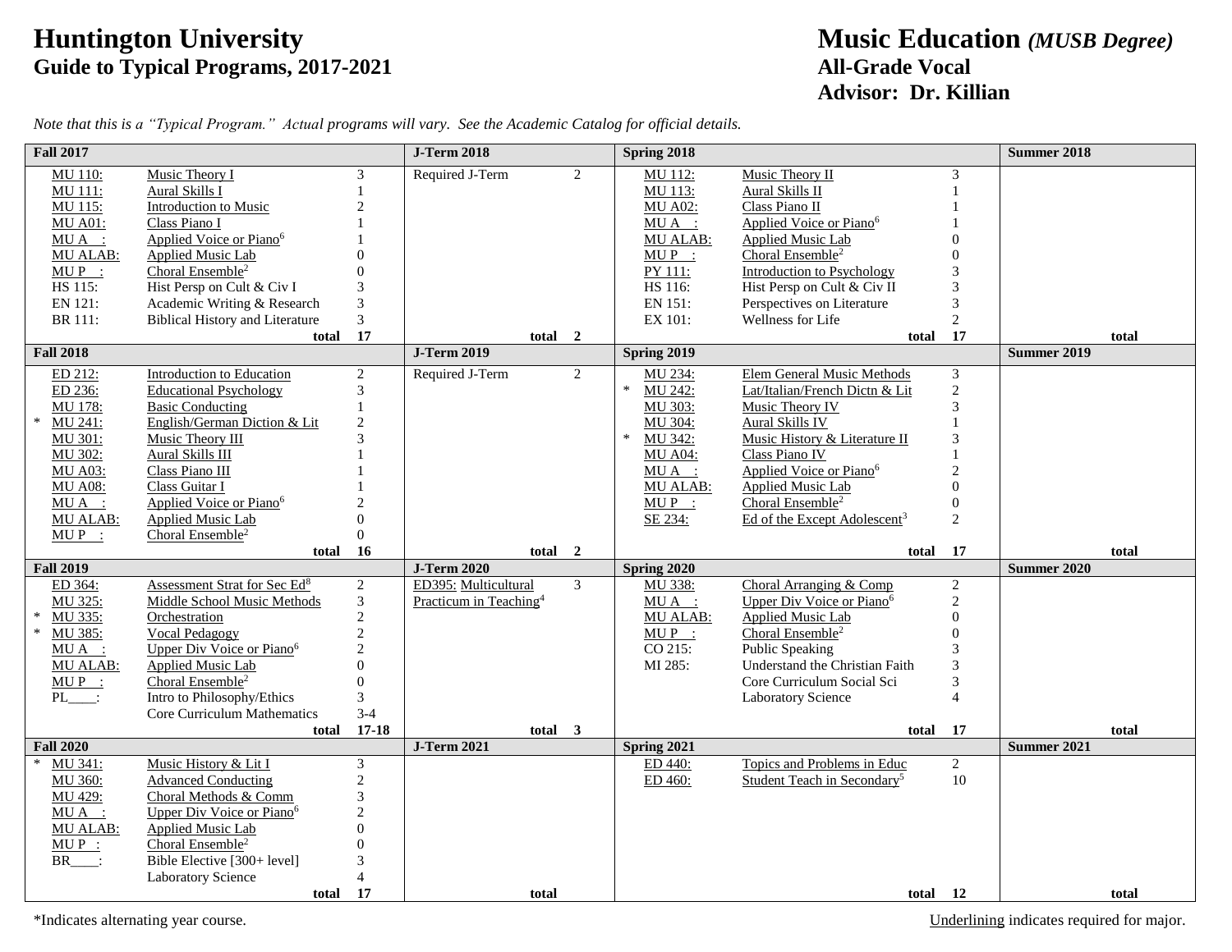# Huntington University
## Guide to Typical Programs, 2017-2021

# Music Education *(MUSB Degree)*
## All-Grade Vocal
## Advisor: Dr. Killian

*Note that this is a "Typical Program." Actual programs will vary. See the Academic Catalog for official details.*

| Fall 2017 | | | J-Term 2018 | | Spring 2018 | | | Summer 2018 |
|---|---|---|---|---|---|---|---|---|
| MU 110: | Music Theory I | 3 | Required J-Term | 2 | MU 112: | Music Theory II | 3 | |
| MU 111: | Aural Skills I | 1 | | | MU 113: | Aural Skills II | 1 | |
| MU 115: | Introduction to Music | 2 | | | MU A02: | Class Piano II | 1 | |
| MU A01: | Class Piano I | 1 | | | MU A __: | Applied Voice or Piano[6] | 1 | |
| MU A __: | Applied Voice or Piano[6] | 1 | | | MU ALAB: | Applied Music Lab | 0 | |
| MU ALAB: | Applied Music Lab | 0 | | | MU P __: | Choral Ensemble[2] | 0 | |
| MU P __: | Choral Ensemble[2] | 0 | | | PY 111: | Introduction to Psychology | 3 | |
| HS 115: | Hist Persp on Cult & Civ I | 3 | | | HS 116: | Hist Persp on Cult & Civ II | 3 | |
| EN 121: | Academic Writing & Research | 3 | | | EN 151: | Perspectives on Literature | 3 | |
| BR 111: | Biblical History and Literature | 3 | | | EX 101: | Wellness for Life | 2 | |
| | total | 17 | total | 2 | | total | 17 | total |
| **Fall 2018** | | | **J-Term 2019** | | **Spring 2019** | | | **Summer 2019** |
| ED 212: | Introduction to Education | 2 | Required J-Term | 2 | MU 234: | Elem General Music Methods | 3 | |
| ED 236: | Educational Psychology | 3 | | | * MU 242: | Lat/Italian/French Dictn & Lit | 2 | |
| MU 178: | Basic Conducting | 1 | | | MU 303: | Music Theory IV | 3 | |
| * MU 241: | English/German Diction & Lit | 2 | | | MU 304: | Aural Skills IV | 1 | |
| MU 301: | Music Theory III | 3 | | | * MU 342: | Music History & Literature II | 3 | |
| MU 302: | Aural Skills III | 1 | | | MU A04: | Class Piano IV | 1 | |
| MU A03: | Class Piano III | 1 | | | MU A __: | Applied Voice or Piano[6] | 2 | |
| MU A08: | Class Guitar I | 1 | | | MU ALAB: | Applied Music Lab | 0 | |
| MU A __: | Applied Voice or Piano[6] | 2 | | | MU P __: | Choral Ensemble[2] | 0 | |
| MU ALAB: | Applied Music Lab | 0 | | | SE 234: | Ed of the Except Adolescent[3] | 2 | |
| MU P __: | Choral Ensemble[2] | 0 | | | | | | |
| | total | 16 | total | 2 | | total | 17 | total |
| **Fall 2019** | | | **J-Term 2020** | | **Spring 2020** | | | **Summer 2020** |
| ED 364: | Assessment Strat for Sec Ed[8] | 2 | ED395: Multicultural Practicum in Teaching[4] | 3 | MU 338: | Choral Arranging & Comp | 2 | |
| MU 325: | Middle School Music Methods | 3 | | | MU A __: | Upper Div Voice or Piano[6] | 2 | |
| * MU 335: | Orchestration | 2 | | | MU ALAB: | Applied Music Lab | 0 | |
| * MU 385: | Vocal Pedagogy | 2 | | | MU P __: | Choral Ensemble[2] | 0 | |
| MU A __: | Upper Div Voice or Piano[6] | 2 | | | CO 215: | Public Speaking | 3 | |
| MU ALAB: | Applied Music Lab | 0 | | | MI 285: | Understand the Christian Faith | 3 | |
| MU P __: | Choral Ensemble[2] | 0 | | | | Core Curriculum Social Sci | 3 | |
| PL____: | Intro to Philosophy/Ethics | 3 | | | | Laboratory Science | 4 | |
| | Core Curriculum Mathematics | 3-4 | | | | | | |
| | total | 17-18 | total | 3 | | total | 17 | total |
| **Fall 2020** | | | **J-Term 2021** | | **Spring 2021** | | | **Summer 2021** |
| * MU 341: | Music History & Lit I | 3 | | | ED 440: | Topics and Problems in Educ | 2 | |
| MU 360: | Advanced Conducting | 2 | | | ED 460: | Student Teach in Secondary[5] | 10 | |
| MU 429: | Choral Methods & Comm | 3 | | | | | | |
| MU A __: | Upper Div Voice or Piano[6] | 2 | | | | | | |
| MU ALAB: | Applied Music Lab | 0 | | | | | | |
| MU P __: | Choral Ensemble[2] | 0 | | | | | | |
| BR____: | Bible Elective [300+ level] | 3 | | | | | | |
| | Laboratory Science | 4 | | | | | | |
| | total | 17 | total | | | total | 12 | total |

*Indicates alternating year course.

Underlining indicates required for major.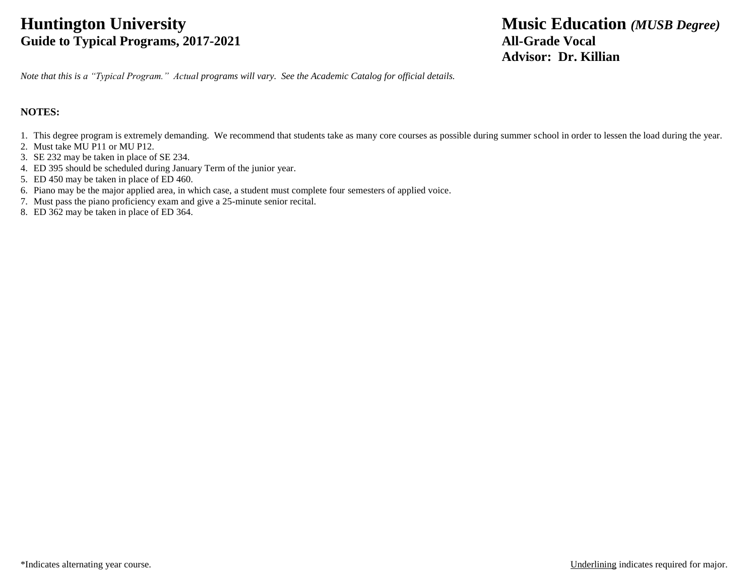# Huntington University
## Guide to Typical Programs, 2017-2021

## Music Education *(MUSB Degree)*
**All-Grade Vocal**
**Advisor: Dr. Killian**

*Note that this is a "Typical Program." Actual programs will vary. See the Academic Catalog for official details.*

**NOTES:**

1. This degree program is extremely demanding. We recommend that students take as many core courses as possible during summer school in order to lessen the load during the year.
2. Must take MU P11 or MU P12.
3. SE 232 may be taken in place of SE 234.
4. ED 395 should be scheduled during January Term of the junior year.
5. ED 450 may be taken in place of ED 460.
6. Piano may be the major applied area, in which case, a student must complete four semesters of applied voice.
7. Must pass the piano proficiency exam and give a 25-minute senior recital.
8. ED 362 may be taken in place of ED 364.

*Indicates alternating year course.

<u>Underlining</u> indicates required for major.